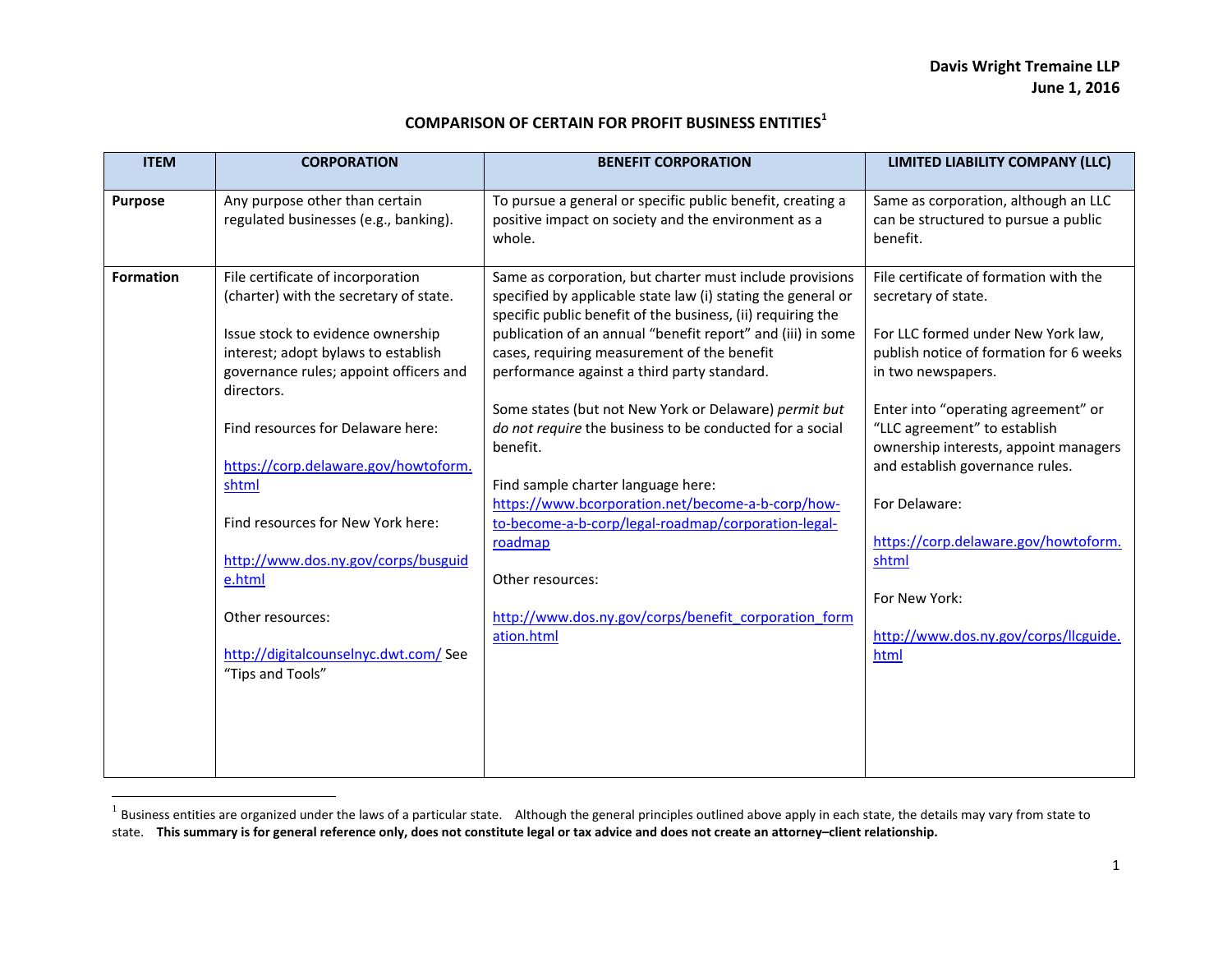Davis Wright Tremaine LLP
June 1, 2016

## COMPARISON OF CERTAIN FOR PROFIT BUSINESS ENTITIES[1]

| ITEM | CORPORATION | BENEFIT CORPORATION | LIMITED LIABILITY COMPANY (LLC) |
|---|---|---|---|
| **Purpose** | Any purpose other than certain regulated businesses (e.g., banking). | To pursue a general or specific public benefit, creating a positive impact on society and the environment as a whole. | Same as corporation, although an LLC can be structured to pursue a public benefit. |
| **Formation** | File certificate of incorporation (charter) with the secretary of state.<br><br>Issue stock to evidence ownership interest; adopt bylaws to establish governance rules; appoint officers and directors.<br><br>Find resources for Delaware here:<br><br>https://corp.delaware.gov/howtoform.shtml<br><br>Find resources for New York here:<br><br>http://www.dos.ny.gov/corps/busguide.html<br><br>Other resources:<br><br>http://digitalcounselnyc.dwt.com/ See "Tips and Tools" | Same as corporation, but charter must include provisions specified by applicable state law (i) stating the general or specific public benefit of the business, (ii) requiring the publication of an annual "benefit report" and (iii) in some cases, requiring measurement of the benefit performance against a third party standard.<br><br>Some states (but not New York or Delaware) *permit but do not require* the business to be conducted for a social benefit.<br><br>Find sample charter language here:<br>https://www.bcorporation.net/become-a-b-corp/how-to-become-a-b-corp/legal-roadmap/corporation-legal-roadmap<br><br>Other resources:<br><br>http://www.dos.ny.gov/corps/benefit_corporation_formation.html | File certificate of formation with the secretary of state.<br><br>For LLC formed under New York law, publish notice of formation for 6 weeks in two newspapers.<br><br>Enter into "operating agreement" or "LLC agreement" to establish ownership interests, appoint managers and establish governance rules.<br><br>For Delaware:<br><br>https://corp.delaware.gov/howtoform.shtml<br><br>For New York:<br><br>http://www.dos.ny.gov/corps/llcguide.html |

[1] Business entities are organized under the laws of a particular state. Although the general principles outlined above apply in each state, the details may vary from state to state. **This summary is for general reference only, does not constitute legal or tax advice and does not create an attorney–client relationship.**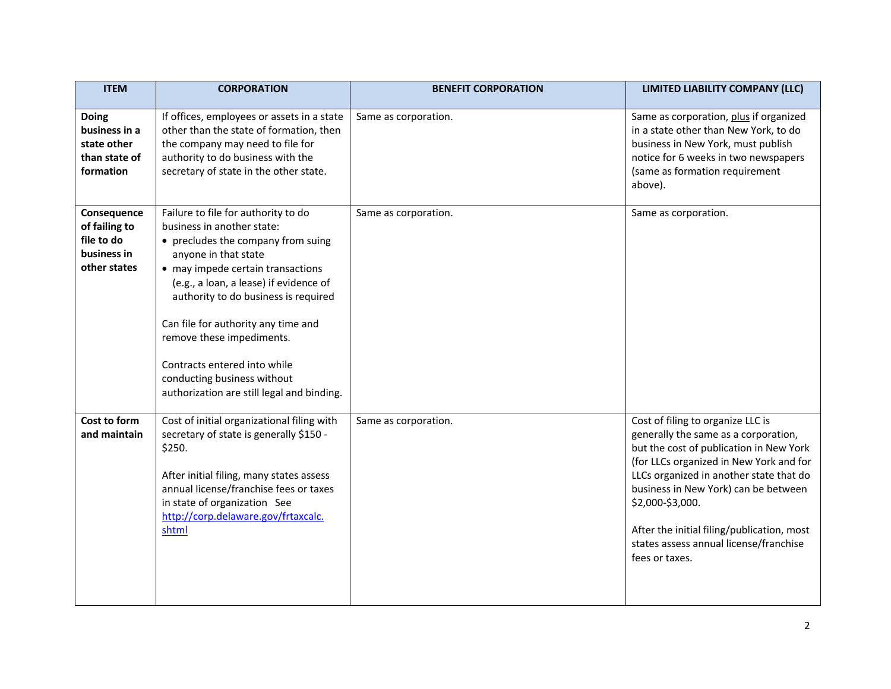| ITEM | CORPORATION | BENEFIT CORPORATION | LIMITED LIABILITY COMPANY (LLC) |
|---|---|---|---|
| **Doing business in a state other than state of formation** | If offices, employees or assets in a state other than the state of formation, then the company may need to file for authority to do business with the secretary of state in the other state. | Same as corporation. | Same as corporation, <u>plus</u> if organized in a state other than New York, to do business in New York, must publish notice for 6 weeks in two newspapers (same as formation requirement above). |
| **Consequence of failing to file to do business in other states** | Failure to file for authority to do business in another state:<br>• precludes the company from suing anyone in that state<br>• may impede certain transactions (e.g., a loan, a lease) if evidence of authority to do business is required<br><br>Can file for authority any time and remove these impediments.<br><br>Contracts entered into while conducting business without authorization are still legal and binding. | Same as corporation. | Same as corporation. |
| **Cost to form and maintain** | Cost of initial organizational filing with secretary of state is generally $150 - $250.<br><br>After initial filing, many states assess annual license/franchise fees or taxes in state of organization See [http://corp.delaware.gov/frtaxcalc.shtml](http://corp.delaware.gov/frtaxcalc.shtml) | Same as corporation. | Cost of filing to organize LLC is generally the same as a corporation, but the cost of publication in New York (for LLCs organized in New York and for LLCs organized in another state that do business in New York) can be between $2,000-$3,000.<br><br>After the initial filing/publication, most states assess annual license/franchise fees or taxes. |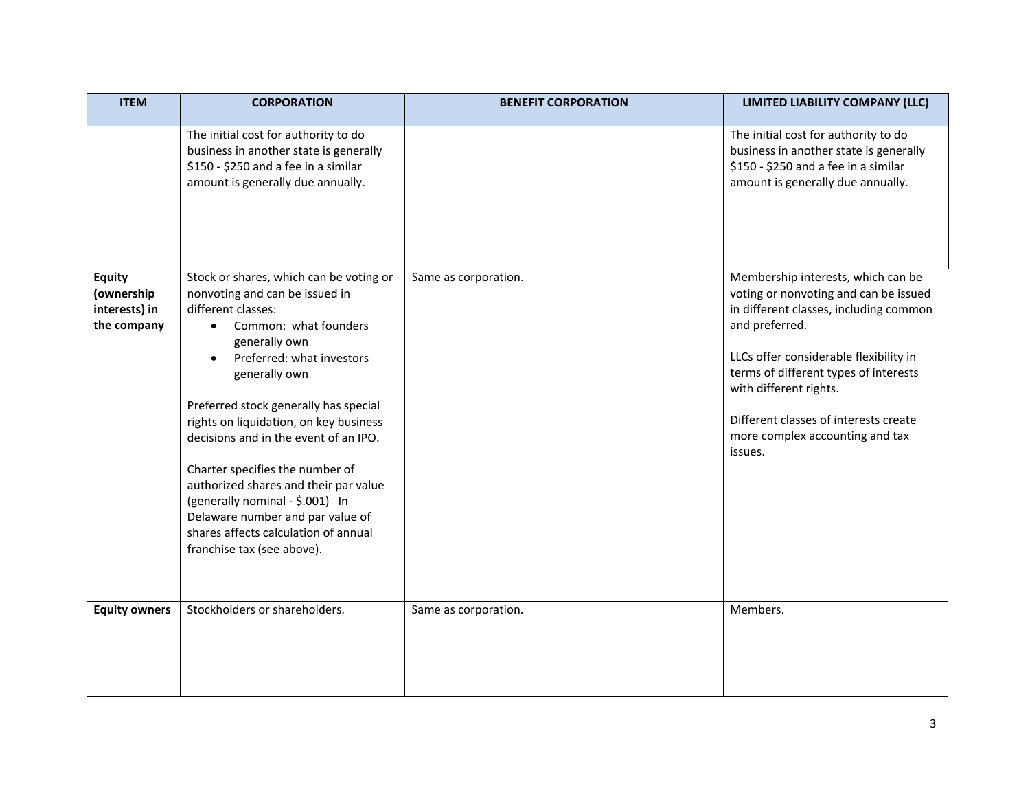| ITEM | CORPORATION | BENEFIT CORPORATION | LIMITED LIABILITY COMPANY (LLC) |
|---|---|---|---|
| | The initial cost for authority to do business in another state is generally $150 - $250 and a fee in a similar amount is generally due annually. | | The initial cost for authority to do business in another state is generally $150 - $250 and a fee in a similar amount is generally due annually. |
| **Equity (ownership interests) in the company** | Stock or shares, which can be voting or nonvoting and can be issued in different classes:<br>• Common: what founders generally own<br>• Preferred: what investors generally own<br><br>Preferred stock generally has special rights on liquidation, on key business decisions and in the event of an IPO.<br><br>Charter specifies the number of authorized shares and their par value (generally nominal - $.001) In Delaware number and par value of shares affects calculation of annual franchise tax (see above). | Same as corporation. | Membership interests, which can be voting or nonvoting and can be issued in different classes, including common and preferred.<br><br>LLCs offer considerable flexibility in terms of different types of interests with different rights.<br><br>Different classes of interests create more complex accounting and tax issues. |
| **Equity owners** | Stockholders or shareholders. | Same as corporation. | Members. |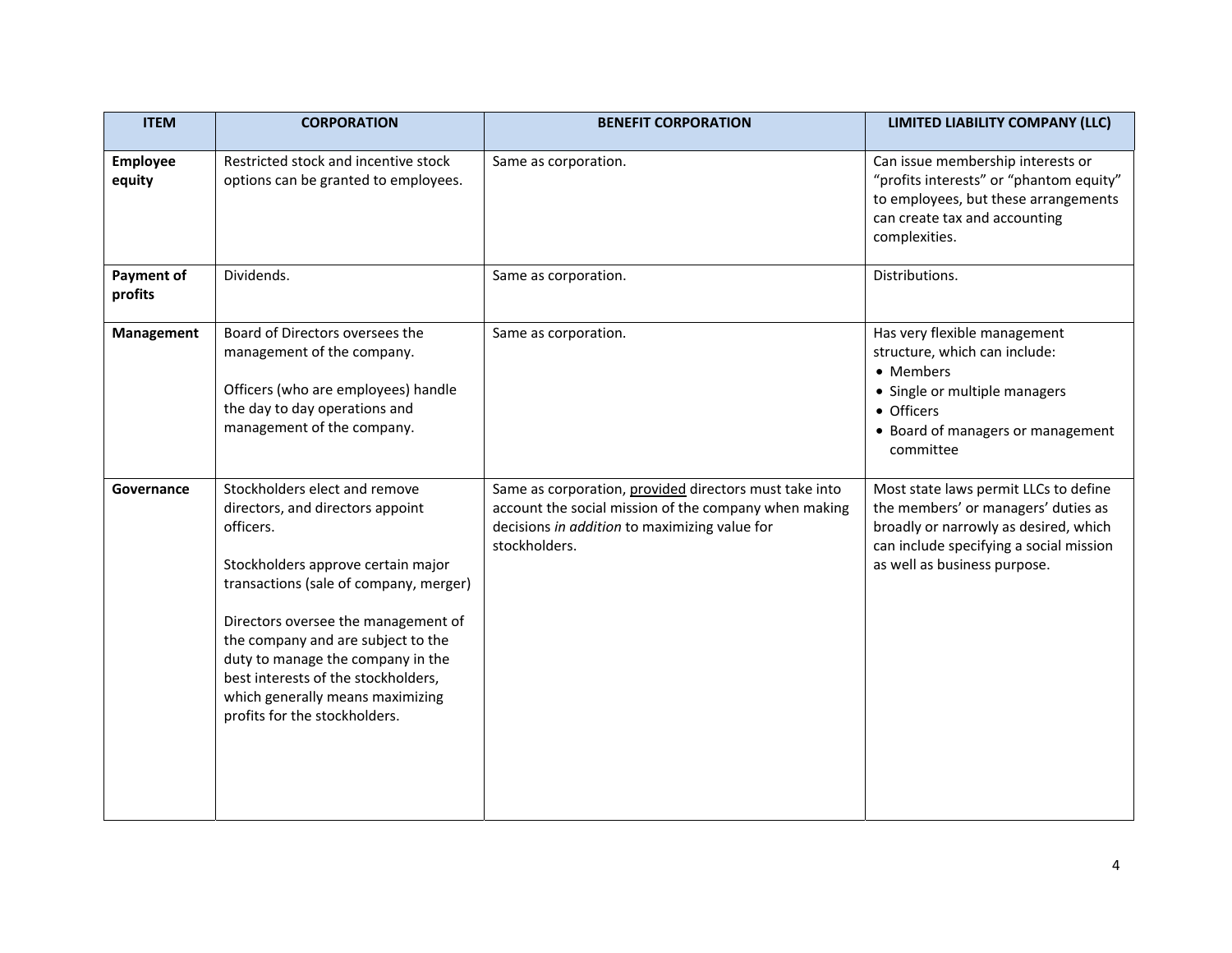| ITEM | CORPORATION | BENEFIT CORPORATION | LIMITED LIABILITY COMPANY (LLC) |
|---|---|---|---|
| **Employee equity** | Restricted stock and incentive stock options can be granted to employees. | Same as corporation. | Can issue membership interests or "profits interests" or "phantom equity" to employees, but these arrangements can create tax and accounting complexities. |
| **Payment of profits** | Dividends. | Same as corporation. | Distributions. |
| **Management** | Board of Directors oversees the management of the company.<br><br>Officers (who are employees) handle the day to day operations and management of the company. | Same as corporation. | Has very flexible management structure, which can include:<br>• Members<br>• Single or multiple managers<br>• Officers<br>• Board of managers or management committee |
| **Governance** | Stockholders elect and remove directors, and directors appoint officers.<br><br>Stockholders approve certain major transactions (sale of company, merger)<br><br>Directors oversee the management of the company and are subject to the duty to manage the company in the best interests of the stockholders, which generally means maximizing profits for the stockholders. | Same as corporation, <u>provided</u> directors must take into account the social mission of the company when making decisions *in addition* to maximizing value for stockholders. | Most state laws permit LLCs to define the members' or managers' duties as broadly or narrowly as desired, which can include specifying a social mission as well as business purpose. |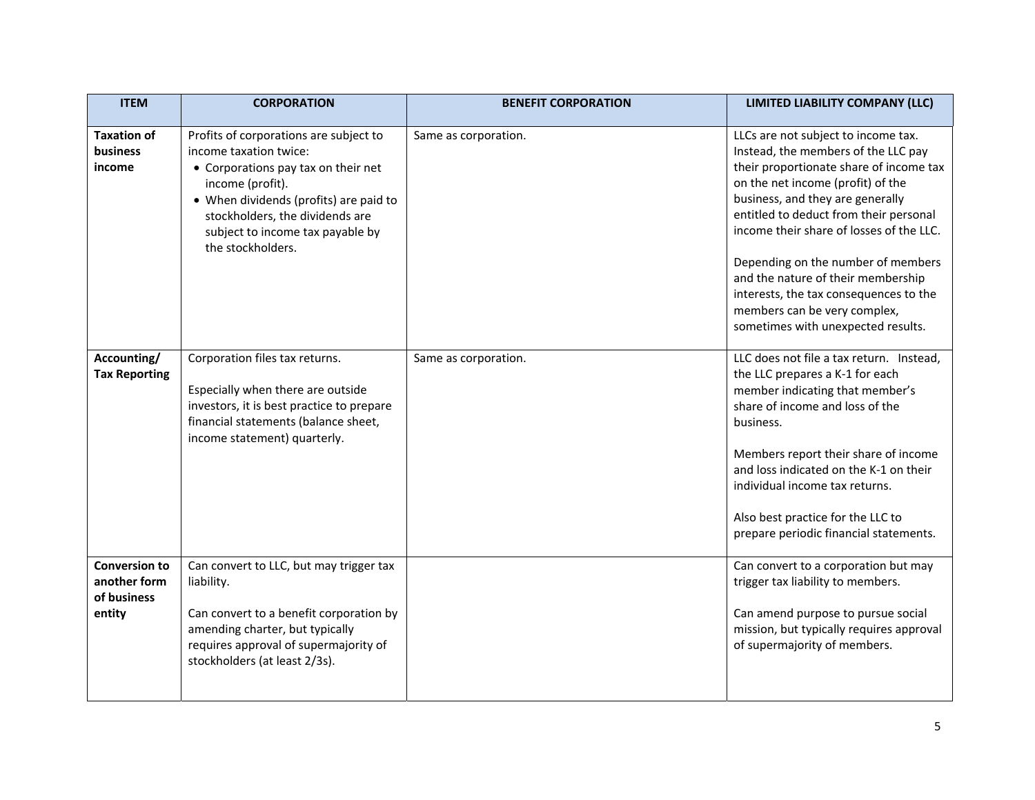| ITEM | CORPORATION | BENEFIT CORPORATION | LIMITED LIABILITY COMPANY (LLC) |
|---|---|---|---|
| **Taxation of business income** | Profits of corporations are subject to income taxation twice:<br>• Corporations pay tax on their net income (profit).<br>• When dividends (profits) are paid to stockholders, the dividends are subject to income tax payable by the stockholders. | Same as corporation. | LLCs are not subject to income tax. Instead, the members of the LLC pay their proportionate share of income tax on the net income (profit) of the business, and they are generally entitled to deduct from their personal income their share of losses of the LLC.<br><br>Depending on the number of members and the nature of their membership interests, the tax consequences to the members can be very complex, sometimes with unexpected results. |
| **Accounting/ Tax Reporting** | Corporation files tax returns.<br><br>Especially when there are outside investors, it is best practice to prepare financial statements (balance sheet, income statement) quarterly. | Same as corporation. | LLC does not file a tax return. Instead, the LLC prepares a K-1 for each member indicating that member's share of income and loss of the business.<br><br>Members report their share of income and loss indicated on the K-1 on their individual income tax returns.<br><br>Also best practice for the LLC to prepare periodic financial statements. |
| **Conversion to another form of business entity** | Can convert to LLC, but may trigger tax liability.<br><br>Can convert to a benefit corporation by amending charter, but typically requires approval of supermajority of stockholders (at least 2/3s). | | Can convert to a corporation but may trigger tax liability to members.<br><br>Can amend purpose to pursue social mission, but typically requires approval of supermajority of members. |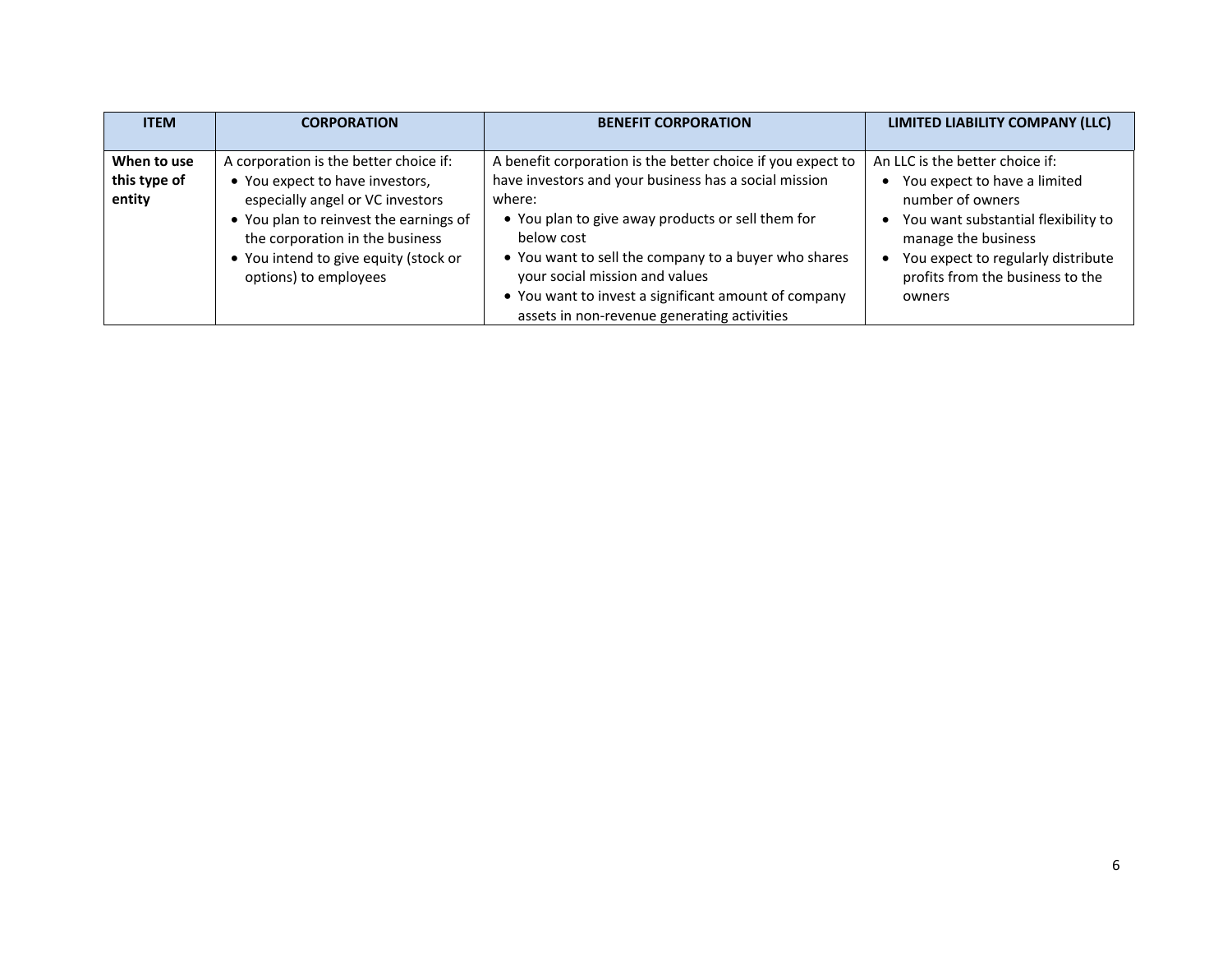| ITEM | CORPORATION | BENEFIT CORPORATION | LIMITED LIABILITY COMPANY (LLC) |
|---|---|---|---|
| **When to use this type of entity** | A corporation is the better choice if:<br>• You expect to have investors, especially angel or VC investors<br>• You plan to reinvest the earnings of the corporation in the business<br>• You intend to give equity (stock or options) to employees | A benefit corporation is the better choice if you expect to have investors and your business has a social mission where:<br>• You plan to give away products or sell them for below cost<br>• You want to sell the company to a buyer who shares your social mission and values<br>• You want to invest a significant amount of company assets in non-revenue generating activities | An LLC is the better choice if:<br>• You expect to have a limited number of owners<br>• You want substantial flexibility to manage the business<br>• You expect to regularly distribute profits from the business to the owners |